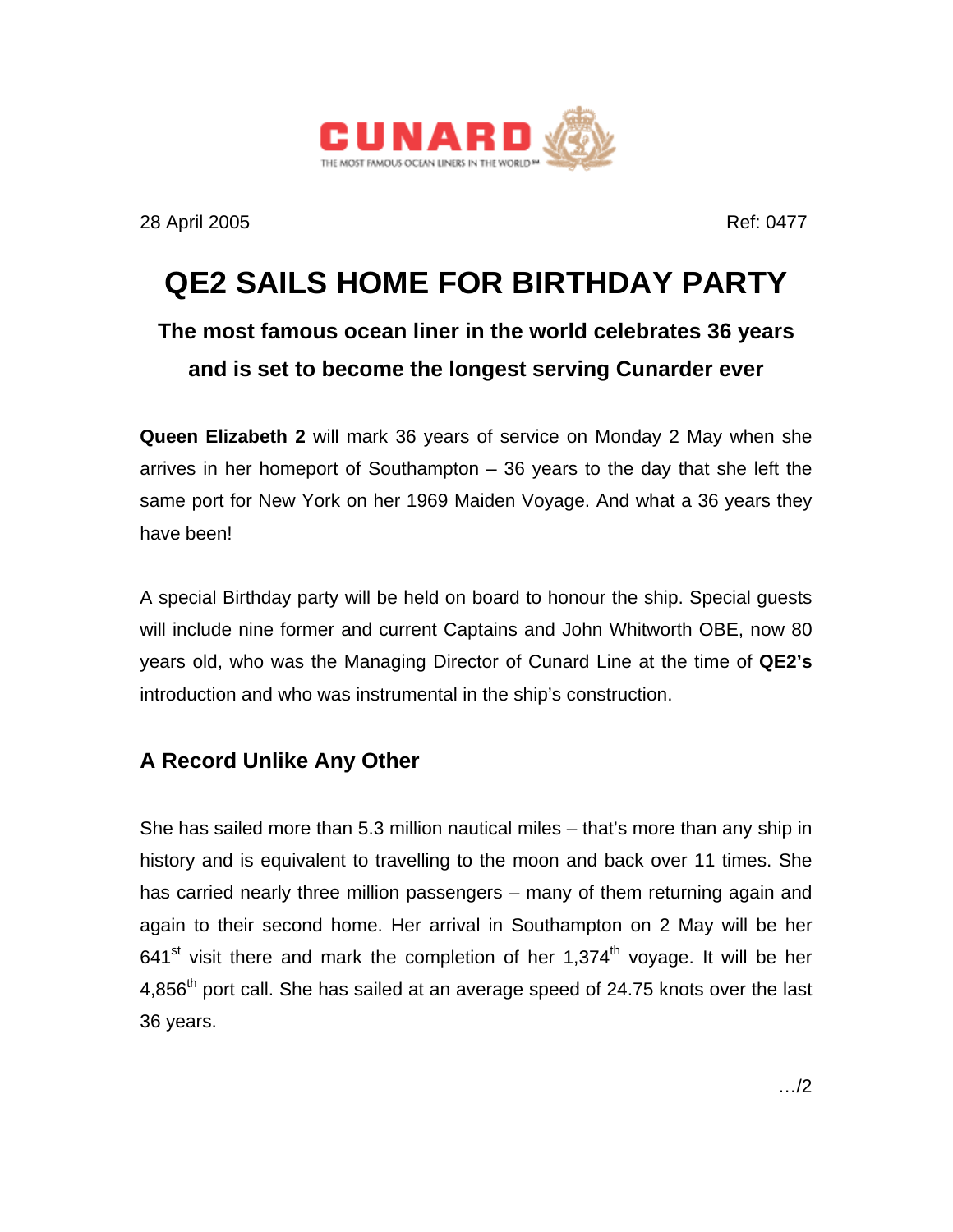CUNARD
THE MOST FAMOUS OCEAN LINERS IN THE WORLD℠

28 April 2005 Ref: 0477

# QE2 SAILS HOME FOR BIRTHDAY PARTY

## The most famous ocean liner in the world celebrates 36 years and is set to become the longest serving Cunarder ever

**Queen Elizabeth 2** will mark 36 years of service on Monday 2 May when she arrives in her homeport of Southampton – 36 years to the day that she left the same port for New York on her 1969 Maiden Voyage. And what a 36 years they have been!

A special Birthday party will be held on board to honour the ship. Special guests will include nine former and current Captains and John Whitworth OBE, now 80 years old, who was the Managing Director of Cunard Line at the time of **QE2's** introduction and who was instrumental in the ship's construction.

### A Record Unlike Any Other

She has sailed more than 5.3 million nautical miles – that's more than any ship in history and is equivalent to travelling to the moon and back over 11 times. She has carried nearly three million passengers – many of them returning again and again to their second home. Her arrival in Southampton on 2 May will be her 641st visit there and mark the completion of her 1,374th voyage. It will be her 4,856th port call. She has sailed at an average speed of 24.75 knots over the last 36 years.

…/2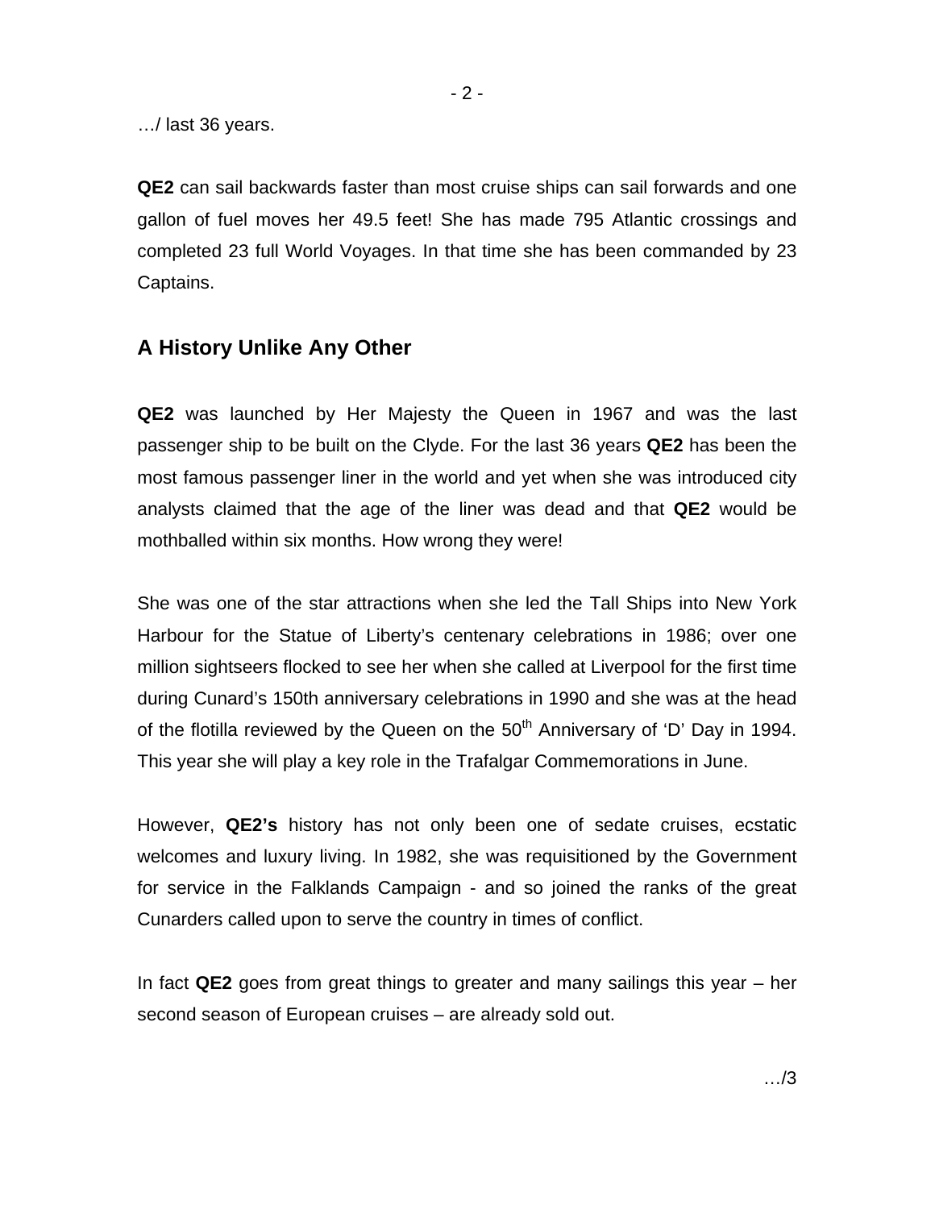…/ last 36 years.

**QE2** can sail backwards faster than most cruise ships can sail forwards and one gallon of fuel moves her 49.5 feet! She has made 795 Atlantic crossings and completed 23 full World Voyages. In that time she has been commanded by 23 Captains.

## A History Unlike Any Other

**QE2** was launched by Her Majesty the Queen in 1967 and was the last passenger ship to be built on the Clyde. For the last 36 years **QE2** has been the most famous passenger liner in the world and yet when she was introduced city analysts claimed that the age of the liner was dead and that **QE2** would be mothballed within six months. How wrong they were!

She was one of the star attractions when she led the Tall Ships into New York Harbour for the Statue of Liberty's centenary celebrations in 1986; over one million sightseers flocked to see her when she called at Liverpool for the first time during Cunard's 150th anniversary celebrations in 1990 and she was at the head of the flotilla reviewed by the Queen on the 50th Anniversary of 'D' Day in 1994. This year she will play a key role in the Trafalgar Commemorations in June.

However, **QE2's** history has not only been one of sedate cruises, ecstatic welcomes and luxury living. In 1982, she was requisitioned by the Government for service in the Falklands Campaign - and so joined the ranks of the great Cunarders called upon to serve the country in times of conflict.

In fact **QE2** goes from great things to greater and many sailings this year – her second season of European cruises – are already sold out.

…/3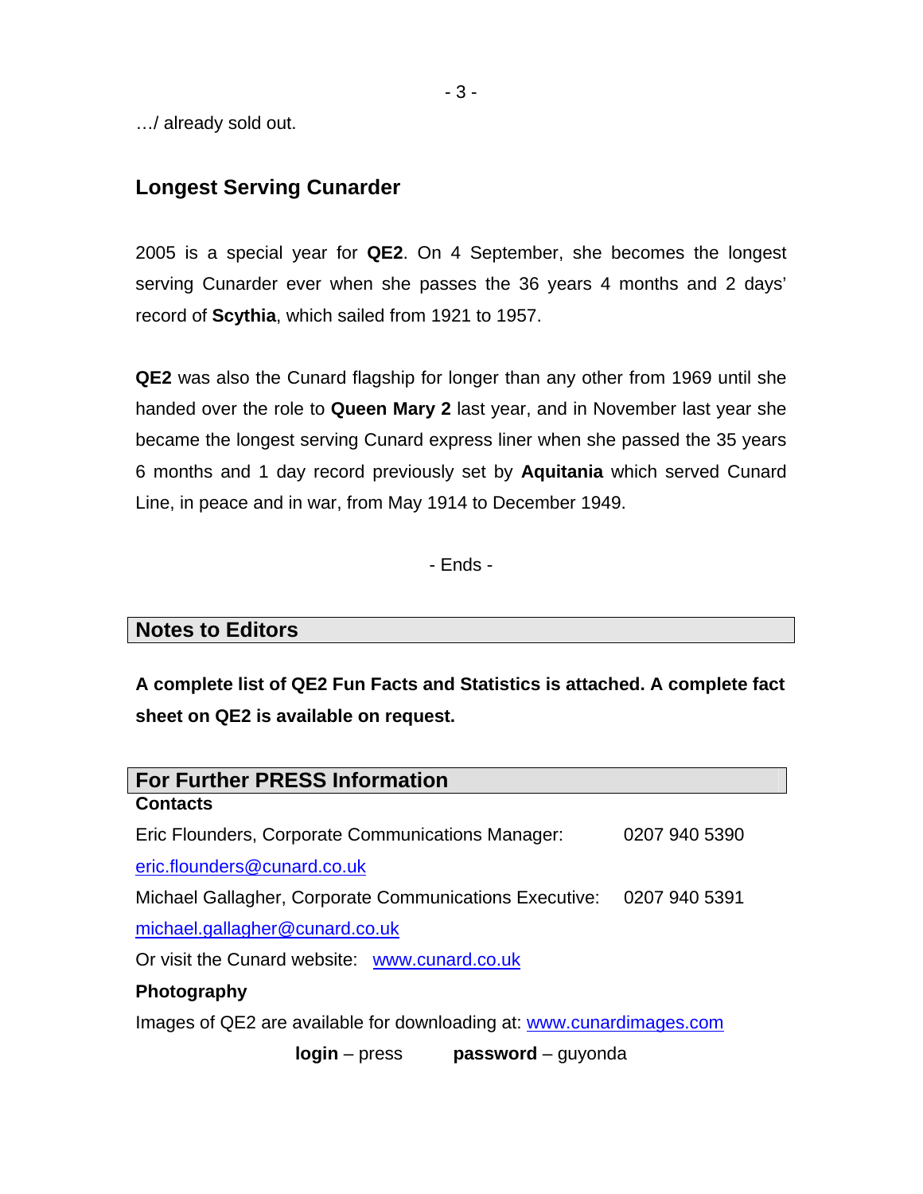…/ already sold out.

## Longest Serving Cunarder

2005 is a special year for **QE2**. On 4 September, she becomes the longest serving Cunarder ever when she passes the 36 years 4 months and 2 days' record of **Scythia**, which sailed from 1921 to 1957.

**QE2** was also the Cunard flagship for longer than any other from 1969 until she handed over the role to **Queen Mary 2** last year, and in November last year she became the longest serving Cunard express liner when she passed the 35 years 6 months and 1 day record previously set by **Aquitania** which served Cunard Line, in peace and in war, from May 1914 to December 1949.

- Ends -

## Notes to Editors

**A complete list of QE2 Fun Facts and Statistics is attached. A complete fact sheet on QE2 is available on request.**

## For Further PRESS Information

**Contacts**

Eric Flounders, Corporate Communications Manager: 0207 940 5390

eric.flounders@cunard.co.uk

Michael Gallagher, Corporate Communications Executive: 0207 940 5391

michael.gallagher@cunard.co.uk

Or visit the Cunard website: www.cunard.co.uk

**Photography**

Images of QE2 are available for downloading at: www.cunardimages.com

**login** – press **password** – guyonda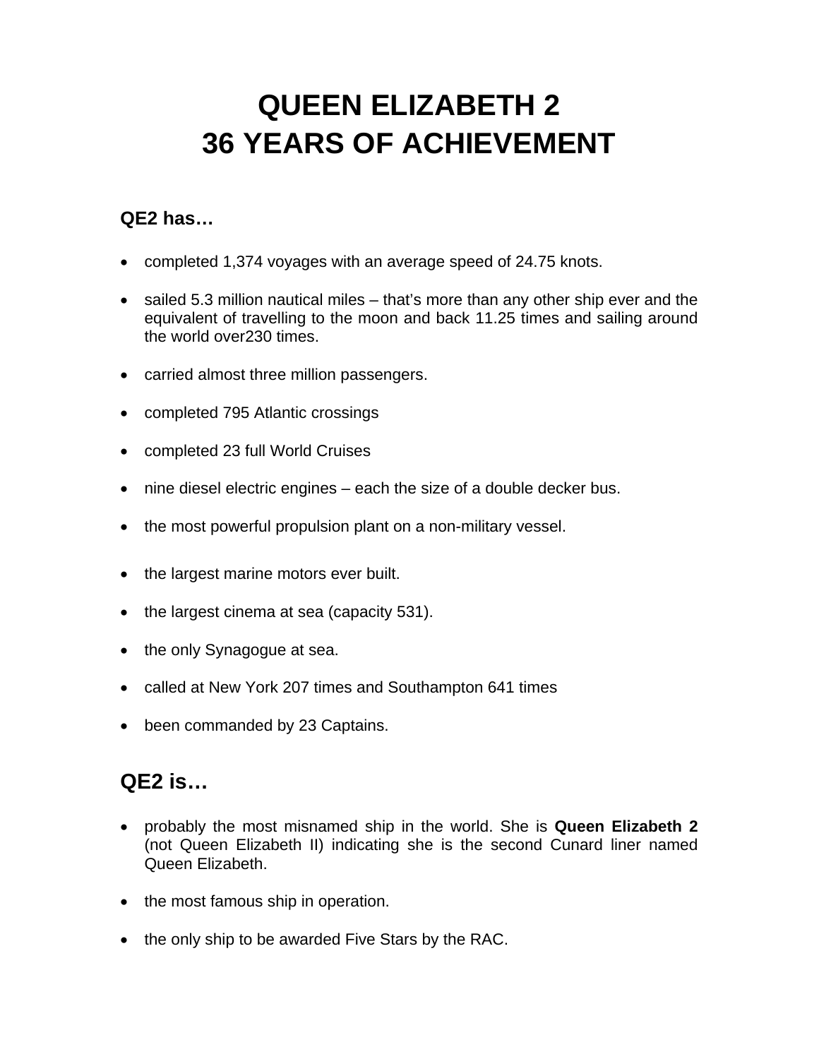# QUEEN ELIZABETH 2
# 36 YEARS OF ACHIEVEMENT

### QE2 has…

- completed 1,374 voyages with an average speed of 24.75 knots.
- sailed 5.3 million nautical miles – that's more than any other ship ever and the equivalent of travelling to the moon and back 11.25 times and sailing around the world over230 times.
- carried almost three million passengers.
- completed 795 Atlantic crossings
- completed 23 full World Cruises
- nine diesel electric engines – each the size of a double decker bus.
- the most powerful propulsion plant on a non-military vessel.
- the largest marine motors ever built.
- the largest cinema at sea (capacity 531).
- the only Synagogue at sea.
- called at New York 207 times and Southampton 641 times
- been commanded by 23 Captains.

## QE2 is…

- probably the most misnamed ship in the world. She is **Queen Elizabeth 2** (not Queen Elizabeth II) indicating she is the second Cunard liner named Queen Elizabeth.
- the most famous ship in operation.
- the only ship to be awarded Five Stars by the RAC.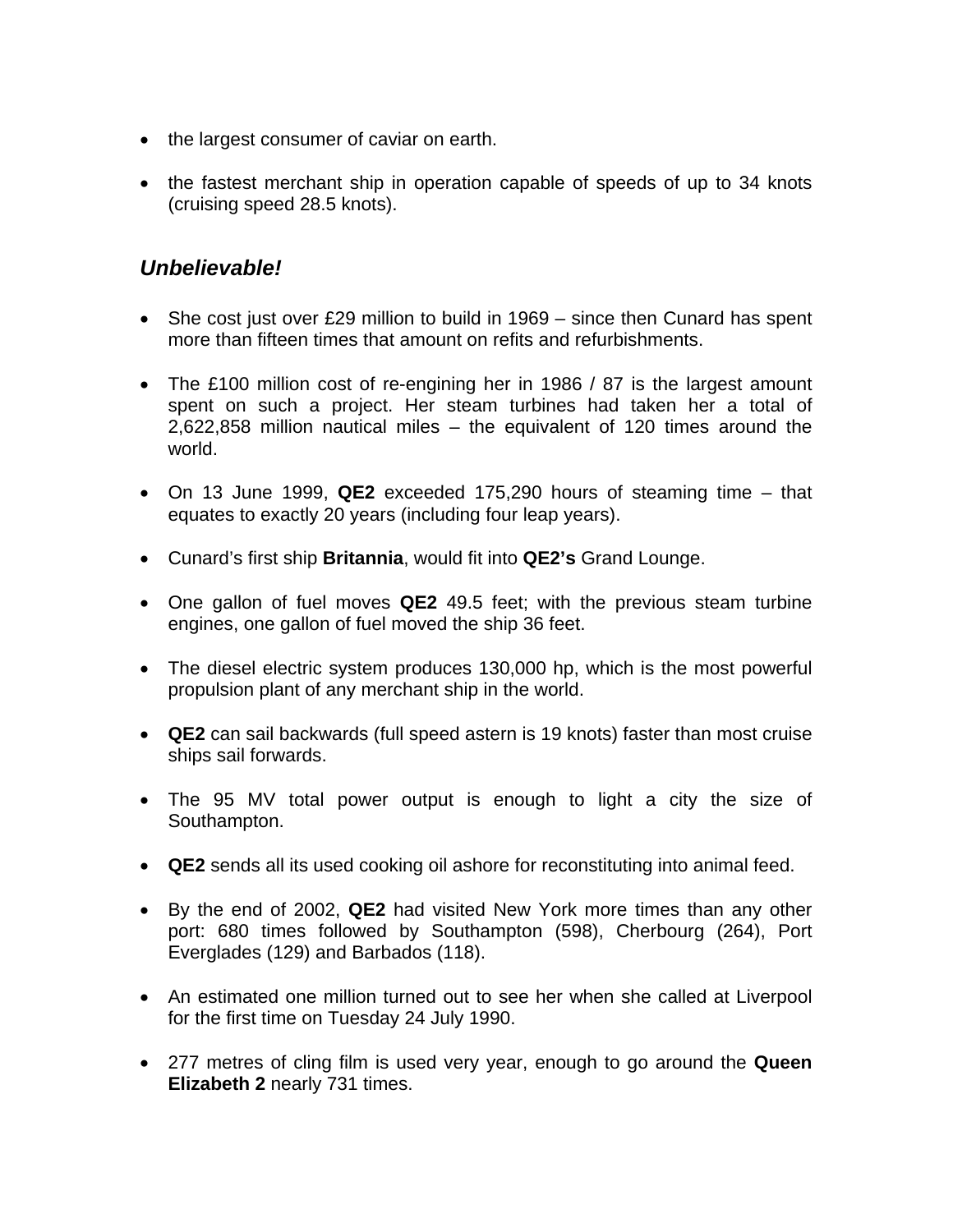- the largest consumer of caviar on earth.
- the fastest merchant ship in operation capable of speeds of up to 34 knots (cruising speed 28.5 knots).

### *Unbelievable!*

- She cost just over £29 million to build in 1969 – since then Cunard has spent more than fifteen times that amount on refits and refurbishments.
- The £100 million cost of re-engining her in 1986 / 87 is the largest amount spent on such a project. Her steam turbines had taken her a total of 2,622,858 million nautical miles – the equivalent of 120 times around the world.
- On 13 June 1999, **QE2** exceeded 175,290 hours of steaming time – that equates to exactly 20 years (including four leap years).
- Cunard's first ship **Britannia**, would fit into **QE2's** Grand Lounge.
- One gallon of fuel moves **QE2** 49.5 feet; with the previous steam turbine engines, one gallon of fuel moved the ship 36 feet.
- The diesel electric system produces 130,000 hp, which is the most powerful propulsion plant of any merchant ship in the world.
- **QE2** can sail backwards (full speed astern is 19 knots) faster than most cruise ships sail forwards.
- The 95 MV total power output is enough to light a city the size of Southampton.
- **QE2** sends all its used cooking oil ashore for reconstituting into animal feed.
- By the end of 2002, **QE2** had visited New York more times than any other port: 680 times followed by Southampton (598), Cherbourg (264), Port Everglades (129) and Barbados (118).
- An estimated one million turned out to see her when she called at Liverpool for the first time on Tuesday 24 July 1990.
- 277 metres of cling film is used very year, enough to go around the **Queen Elizabeth 2** nearly 731 times.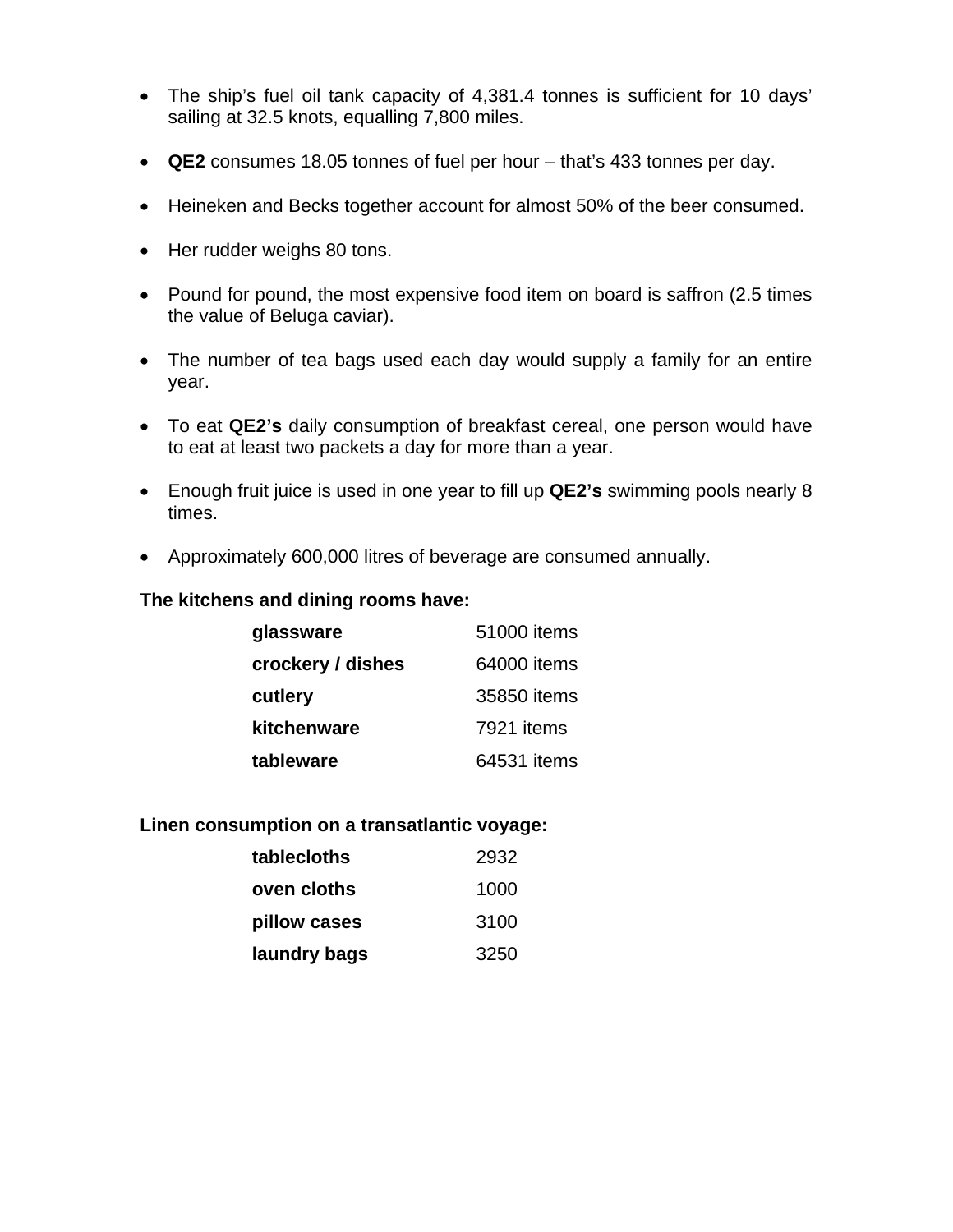- The ship's fuel oil tank capacity of 4,381.4 tonnes is sufficient for 10 days' sailing at 32.5 knots, equalling 7,800 miles.
- **QE2** consumes 18.05 tonnes of fuel per hour – that's 433 tonnes per day.
- Heineken and Becks together account for almost 50% of the beer consumed.
- Her rudder weighs 80 tons.
- Pound for pound, the most expensive food item on board is saffron (2.5 times the value of Beluga caviar).
- The number of tea bags used each day would supply a family for an entire year.
- To eat **QE2's** daily consumption of breakfast cereal, one person would have to eat at least two packets a day for more than a year.
- Enough fruit juice is used in one year to fill up **QE2's** swimming pools nearly 8 times.
- Approximately 600,000 litres of beverage are consumed annually.

**The kitchens and dining rooms have:**

| | |
|---|---|
| **glassware** | 51000 items |
| **crockery / dishes** | 64000 items |
| **cutlery** | 35850 items |
| **kitchenware** | 7921 items |
| **tableware** | 64531 items |

**Linen consumption on a transatlantic voyage:**

| | |
|---|---|
| **tablecloths** | 2932 |
| **oven cloths** | 1000 |
| **pillow cases** | 3100 |
| **laundry bags** | 3250 |